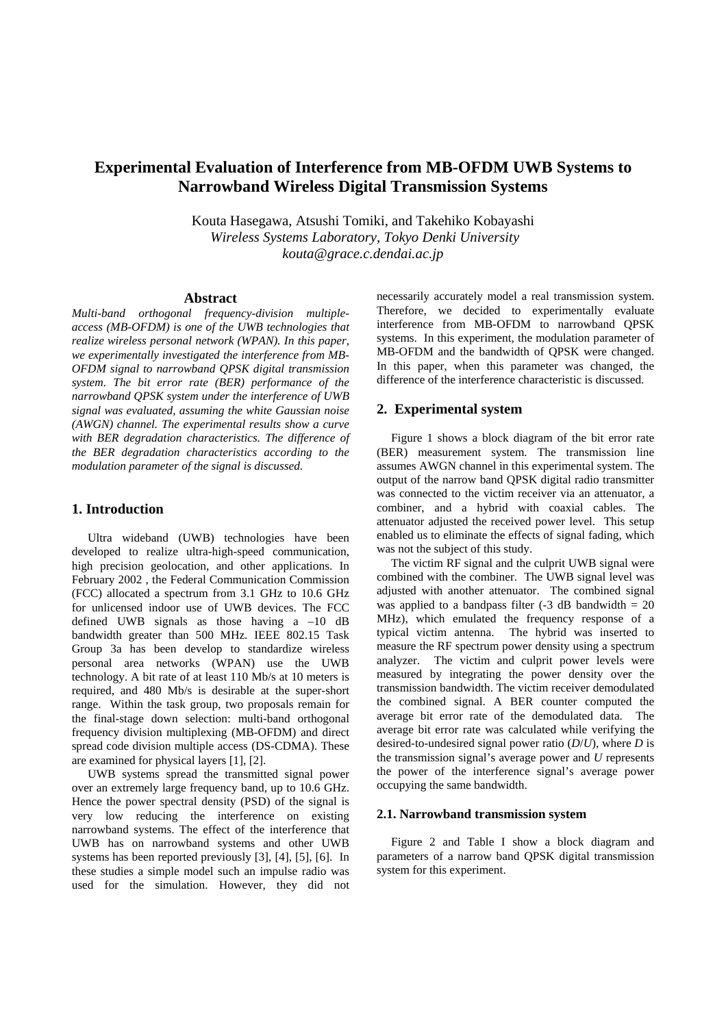# Experimental Evaluation of Interference from MB-OFDM UWB Systems to Narrowband Wireless Digital Transmission Systems

Kouta Hasegawa, Atsushi Tomiki, and Takehiko Kobayashi
*Wireless Systems Laboratory, Tokyo Denki University*
*kouta@grace.c.dendai.ac.jp*

## Abstract

*Multi-band orthogonal frequency-division multiple-access (MB-OFDM) is one of the UWB technologies that realize wireless personal network (WPAN). In this paper, we experimentally investigated the interference from MB-OFDM signal to narrowband QPSK digital transmission system. The bit error rate (BER) performance of the narrowband QPSK system under the interference of UWB signal was evaluated, assuming the white Gaussian noise (AWGN) channel. The experimental results show a curve with BER degradation characteristics. The difference of the BER degradation characteristics according to the modulation parameter of the signal is discussed.*

## 1. Introduction

Ultra wideband (UWB) technologies have been developed to realize ultra-high-speed communication, high precision geolocation, and other applications. In February 2002 , the Federal Communication Commission (FCC) allocated a spectrum from 3.1 GHz to 10.6 GHz for unlicensed indoor use of UWB devices. The FCC defined UWB signals as those having a –10 dB bandwidth greater than 500 MHz. IEEE 802.15 Task Group 3a has been develop to standardize wireless personal area networks (WPAN) use the UWB technology. A bit rate of at least 110 Mb/s at 10 meters is required, and 480 Mb/s is desirable at the super-short range. Within the task group, two proposals remain for the final-stage down selection: multi-band orthogonal frequency division multiplexing (MB-OFDM) and direct spread code division multiple access (DS-CDMA). These are examined for physical layers [1], [2].

UWB systems spread the transmitted signal power over an extremely large frequency band, up to 10.6 GHz. Hence the power spectral density (PSD) of the signal is very low reducing the interference on existing narrowband systems. The effect of the interference that UWB has on narrowband systems and other UWB systems has been reported previously [3], [4], [5], [6]. In these studies a simple model such an impulse radio was used for the simulation. However, they did not necessarily accurately model a real transmission system. Therefore, we decided to experimentally evaluate interference from MB-OFDM to narrowband QPSK systems. In this experiment, the modulation parameter of MB-OFDM and the bandwidth of QPSK were changed. In this paper, when this parameter was changed, the difference of the interference characteristic is discussed.

## 2. Experimental system

Figure 1 shows a block diagram of the bit error rate (BER) measurement system. The transmission line assumes AWGN channel in this experimental system. The output of the narrow band QPSK digital radio transmitter was connected to the victim receiver via an attenuator, a combiner, and a hybrid with coaxial cables. The attenuator adjusted the received power level. This setup enabled us to eliminate the effects of signal fading, which was not the subject of this study.

The victim RF signal and the culprit UWB signal were combined with the combiner. The UWB signal level was adjusted with another attenuator. The combined signal was applied to a bandpass filter (-3 dB bandwidth = 20 MHz), which emulated the frequency response of a typical victim antenna. The hybrid was inserted to measure the RF spectrum power density using a spectrum analyzer. The victim and culprit power levels were measured by integrating the power density over the transmission bandwidth. The victim receiver demodulated the combined signal. A BER counter computed the average bit error rate of the demodulated data. The average bit error rate was calculated while verifying the desired-to-undesired signal power ratio ($D/U$), where $D$ is the transmission signal's average power and $U$ represents the power of the interference signal's average power occupying the same bandwidth.

### 2.1. Narrowband transmission system

Figure 2 and Table I show a block diagram and parameters of a narrow band QPSK digital transmission system for this experiment.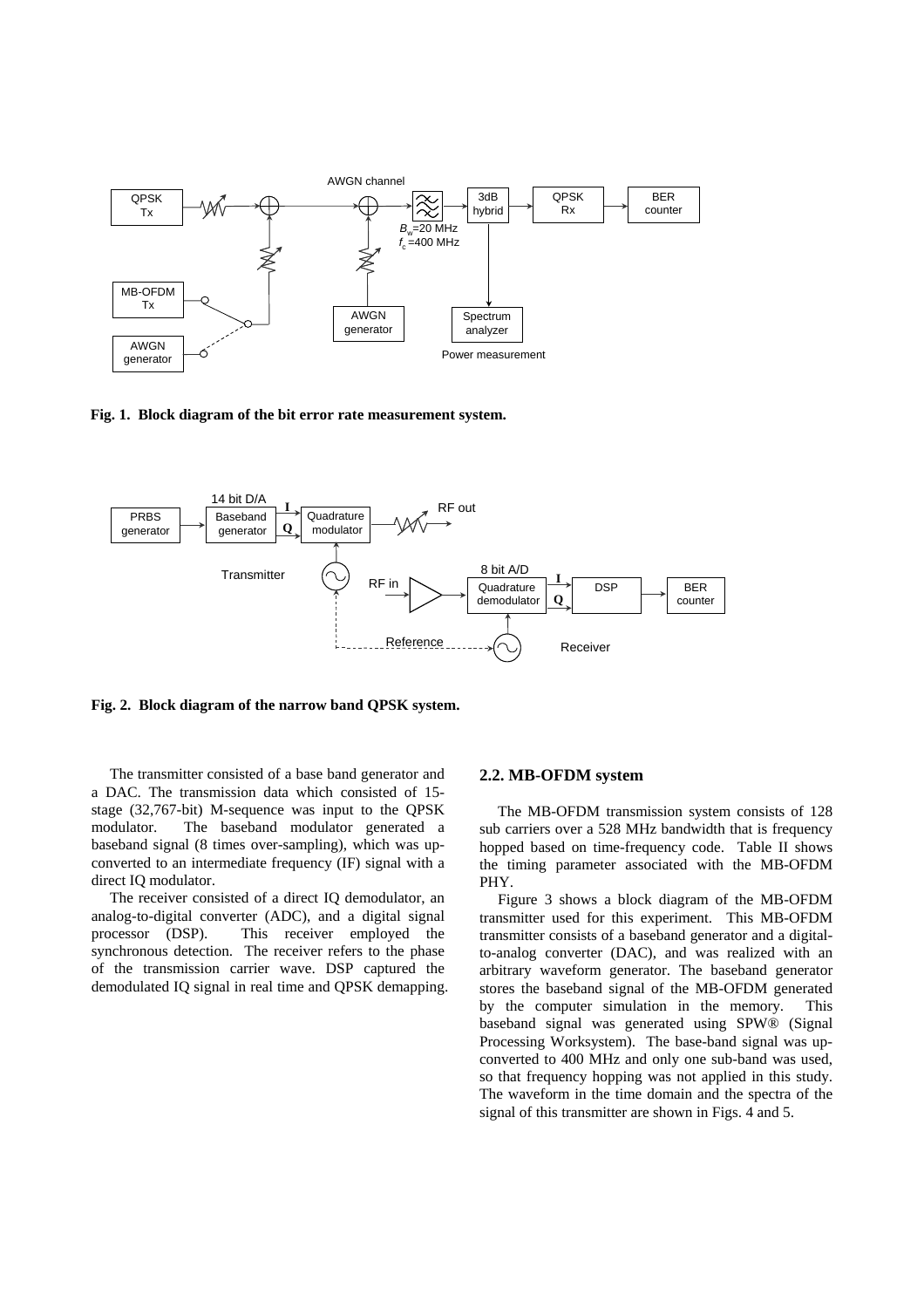**Fig. 1. Block diagram of the bit error rate measurement system.**

**Fig. 2. Block diagram of the narrow band QPSK system.**

The transmitter consisted of a base band generator and a DAC. The transmission data which consisted of 15-stage (32,767-bit) M-sequence was input to the QPSK modulator. The baseband modulator generated a baseband signal (8 times over-sampling), which was up-converted to an intermediate frequency (IF) signal with a direct IQ modulator.

The receiver consisted of a direct IQ demodulator, an analog-to-digital converter (ADC), and a digital signal processor (DSP). This receiver employed the synchronous detection. The receiver refers to the phase of the transmission carrier wave. DSP captured the demodulated IQ signal in real time and QPSK demapping.

### 2.2. MB-OFDM system

The MB-OFDM transmission system consists of 128 sub carriers over a 528 MHz bandwidth that is frequency hopped based on time-frequency code. Table II shows the timing parameter associated with the MB-OFDM PHY.

Figure 3 shows a block diagram of the MB-OFDM transmitter used for this experiment. This MB-OFDM transmitter consists of a baseband generator and a digital-to-analog converter (DAC), and was realized with an arbitrary waveform generator. The baseband generator stores the baseband signal of the MB-OFDM generated by the computer simulation in the memory. This baseband signal was generated using SPW® (Signal Processing Worksystem). The base-band signal was up-converted to 400 MHz and only one sub-band was used, so that frequency hopping was not applied in this study. The waveform in the time domain and the spectra of the signal of this transmitter are shown in Figs. 4 and 5.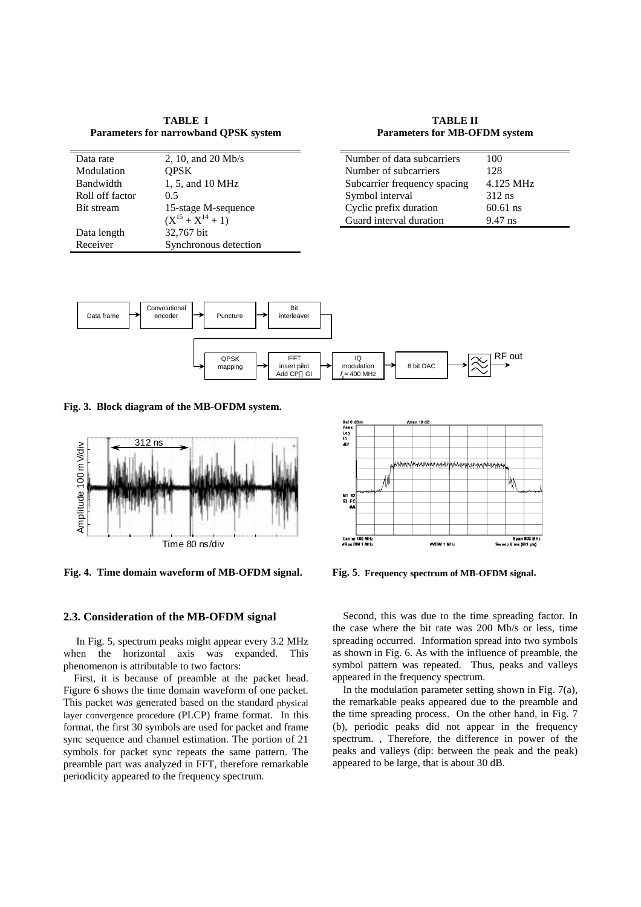**TABLE I**
**Parameters for narrowband QPSK system**

| | |
|---|---|
| Data rate | 2, 10, and 20 Mb/s |
| Modulation | QPSK |
| Bandwidth | 1, 5, and 10 MHz |
| Roll off factor | 0.5 |
| Bit stream | 15-stage M-sequence ($X^{15} + X^{14} + 1$) |
| Data length | 32,767 bit |
| Receiver | Synchronous detection |

**TABLE II**
**Parameters for MB-OFDM system**

| | |
|---|---|
| Number of data subcarriers | 100 |
| Number of subcarriers | 128 |
| Subcarrier frequency spacing | 4.125 MHz |
| Symbol interval | 312 ns |
| Cyclic prefix duration | 60.61 ns |
| Guard interval duration | 9.47 ns |

**Fig. 3. Block diagram of the MB-OFDM system.**

**Fig. 4. Time domain waveform of MB-OFDM signal.**

**Fig. 5. Frequency spectrum of MB-OFDM signal.**

## 2.3. Consideration of the MB-OFDM signal

In Fig. 5, spectrum peaks might appear every 3.2 MHz when the horizontal axis was expanded. This phenomenon is attributable to two factors:

First, it is because of preamble at the packet head. Figure 6 shows the time domain waveform of one packet. This packet was generated based on the standard physical layer convergence procedure (PLCP) frame format. In this format, the first 30 symbols are used for packet and frame sync sequence and channel estimation. The portion of 21 symbols for packet sync repeats the same pattern. The preamble part was analyzed in FFT, therefore remarkable periodicity appeared to the frequency spectrum.

Second, this was due to the time spreading factor. In the case where the bit rate was 200 Mb/s or less, time spreading occurred. Information spread into two symbols as shown in Fig. 6. As with the influence of preamble, the symbol pattern was repeated. Thus, peaks and valleys appeared in the frequency spectrum.

In the modulation parameter setting shown in Fig. 7(a), the remarkable peaks appeared due to the preamble and the time spreading process. On the other hand, in Fig. 7 (b), periodic peaks did not appear in the frequency spectrum. , Therefore, the difference in power of the peaks and valleys (dip: between the peak and the peak) appeared to be large, that is about 30 dB.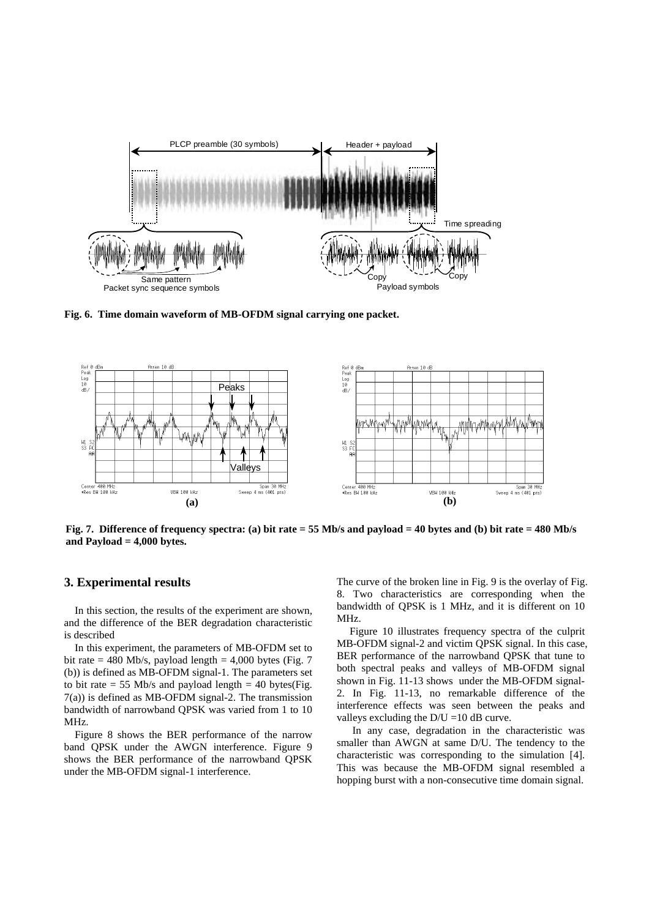**Fig. 6. Time domain waveform of MB-OFDM signal carrying one packet.**

**Fig. 7. Difference of frequency spectra: (a) bit rate = 55 Mb/s and payload = 40 bytes and (b) bit rate = 480 Mb/s and Payload = 4,000 bytes.**

## 3. Experimental results

In this section, the results of the experiment are shown, and the difference of the BER degradation characteristic is described

In this experiment, the parameters of MB-OFDM set to bit rate = 480 Mb/s, payload length = 4,000 bytes (Fig. 7 (b)) is defined as MB-OFDM signal-1. The parameters set to bit rate = 55 Mb/s and payload length = 40 bytes(Fig. 7(a)) is defined as MB-OFDM signal-2. The transmission bandwidth of narrowband QPSK was varied from 1 to 10 MHz.

Figure 8 shows the BER performance of the narrow band QPSK under the AWGN interference. Figure 9 shows the BER performance of the narrowband QPSK under the MB-OFDM signal-1 interference.

The curve of the broken line in Fig. 9 is the overlay of Fig. 8. Two characteristics are corresponding when the bandwidth of QPSK is 1 MHz, and it is different on 10 MHz.

Figure 10 illustrates frequency spectra of the culprit MB-OFDM signal-2 and victim QPSK signal. In this case, BER performance of the narrowband QPSK that tune to both spectral peaks and valleys of MB-OFDM signal shown in Fig. 11-13 shows under the MB-OFDM signal-2. In Fig. 11-13, no remarkable difference of the interference effects was seen between the peaks and valleys excluding the D/U =10 dB curve.

In any case, degradation in the characteristic was smaller than AWGN at same D/U. The tendency to the characteristic was corresponding to the simulation [4]. This was because the MB-OFDM signal resembled a hopping burst with a non-consecutive time domain signal.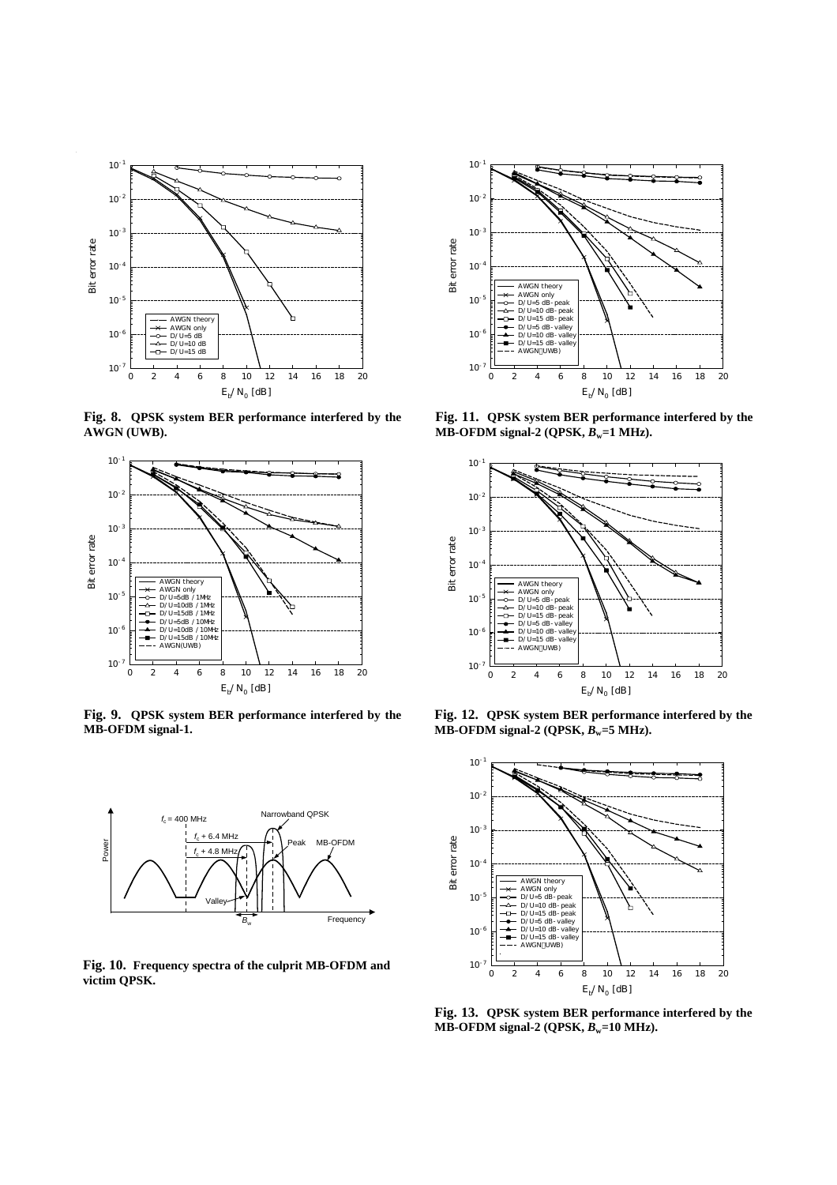**Fig. 8. QPSK system BER performance interfered by the AWGN (UWB).**

**Fig. 9. QPSK system BER performance interfered by the MB-OFDM signal-1.**

**Fig. 10. Frequency spectra of the culprit MB-OFDM and victim QPSK.**

**Fig. 11. QPSK system BER performance interfered by the MB-OFDM signal-2 (QPSK, $B_w$=1 MHz).**

**Fig. 12. QPSK system BER performance interfered by the MB-OFDM signal-2 (QPSK, $B_w$=5 MHz).**

**Fig. 13. QPSK system BER performance interfered by the MB-OFDM signal-2 (QPSK, $B_w$=10 MHz).**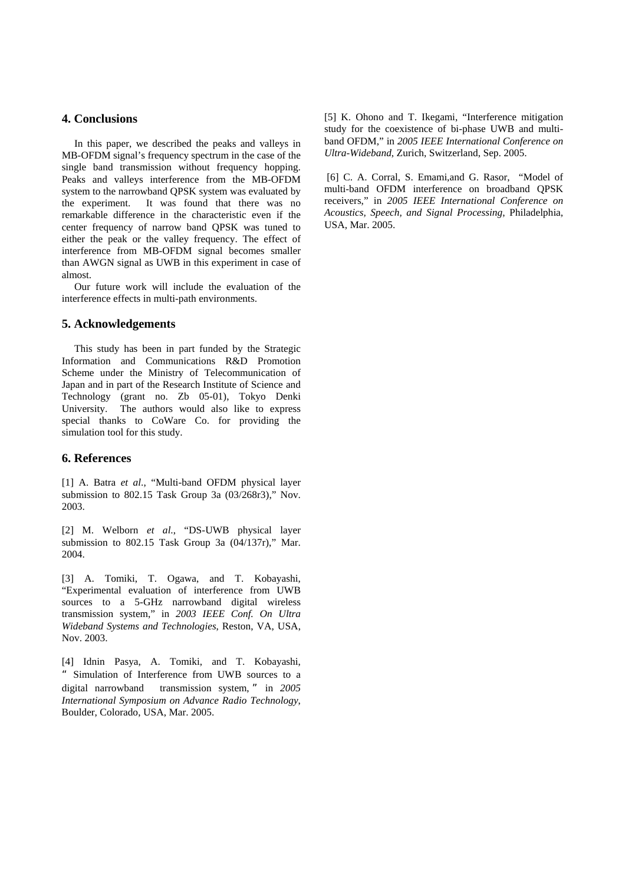## 4. Conclusions

In this paper, we described the peaks and valleys in MB-OFDM signal's frequency spectrum in the case of the single band transmission without frequency hopping. Peaks and valleys interference from the MB-OFDM system to the narrowband QPSK system was evaluated by the experiment. It was found that there was no remarkable difference in the characteristic even if the center frequency of narrow band QPSK was tuned to either the peak or the valley frequency. The effect of interference from MB-OFDM signal becomes smaller than AWGN signal as UWB in this experiment in case of almost.

Our future work will include the evaluation of the interference effects in multi-path environments.

## 5. Acknowledgements

This study has been in part funded by the Strategic Information and Communications R&D Promotion Scheme under the Ministry of Telecommunication of Japan and in part of the Research Institute of Science and Technology (grant no. Zb 05-01), Tokyo Denki University. The authors would also like to express special thanks to CoWare Co. for providing the simulation tool for this study.

## 6. References

[1] A. Batra *et al*., "Multi-band OFDM physical layer submission to 802.15 Task Group 3a (03/268r3)," Nov. 2003.

[2] M. Welborn *et al.*, "DS-UWB physical layer submission to 802.15 Task Group 3a (04/137r)," Mar. 2004.

[3] A. Tomiki, T. Ogawa, and T. Kobayashi, "Experimental evaluation of interference from UWB sources to a 5-GHz narrowband digital wireless transmission system," in *2003 IEEE Conf. On Ultra Wideband Systems and Technologies*, Reston, VA, USA, Nov. 2003.

[4] Idnin Pasya, A. Tomiki, and T. Kobayashi, " Simulation of Interference from UWB sources to a digital narrowband transmission system, " in *2005 International Symposium on Advance Radio Technology*, Boulder, Colorado, USA, Mar. 2005.

[5] K. Ohono and T. Ikegami, "Interference mitigation study for the coexistence of bi-phase UWB and multi-band OFDM," in *2005 IEEE International Conference on Ultra-Wideband*, Zurich, Switzerland, Sep. 2005.

[6] C. A. Corral, S. Emami,and G. Rasor, "Model of multi-band OFDM interference on broadband QPSK receivers," in *2005 IEEE International Conference on Acoustics, Speech, and Signal Processing*, Philadelphia, USA, Mar. 2005.